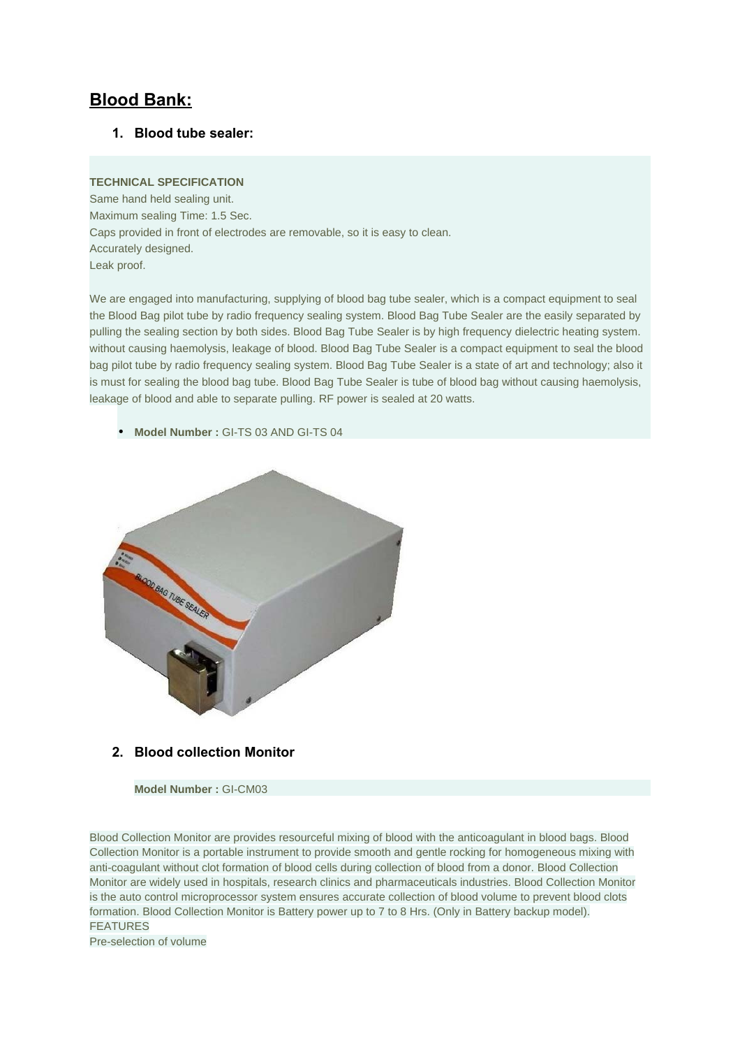# Blood Bank:

## 1. Blood tube sealer:

**TECHNICAL SPECIFICATION**
Same hand held sealing unit.
Maximum sealing Time: 1.5 Sec.
Caps provided in front of electrodes are removable, so it is easy to clean.
Accurately designed.
Leak proof.

We are engaged into manufacturing, supplying of blood bag tube sealer, which is a compact equipment to seal the Blood Bag pilot tube by radio frequency sealing system. Blood Bag Tube Sealer are the easily separated by pulling the sealing section by both sides. Blood Bag Tube Sealer is by high frequency dielectric heating system. without causing haemolysis, leakage of blood. Blood Bag Tube Sealer is a compact equipment to seal the blood bag pilot tube by radio frequency sealing system. Blood Bag Tube Sealer is a state of art and technology; also it is must for sealing the blood bag tube. Blood Bag Tube Sealer is tube of blood bag without causing haemolysis, leakage of blood and able to separate pulling. RF power is sealed at 20 watts.

- **Model Number :** GI-TS 03 AND GI-TS 04

## 2. Blood collection Monitor

**Model Number :** GI-CM03

Blood Collection Monitor are provides resourceful mixing of blood with the anticoagulant in blood bags. Blood Collection Monitor is a portable instrument to provide smooth and gentle rocking for homogeneous mixing with anti-coagulant without clot formation of blood cells during collection of blood from a donor. Blood Collection Monitor are widely used in hospitals, research clinics and pharmaceuticals industries. Blood Collection Monitor is the auto control microprocessor system ensures accurate collection of blood volume to prevent blood clots formation. Blood Collection Monitor is Battery power up to 7 to 8 Hrs. (Only in Battery backup model).
FEATURES
Pre-selection of volume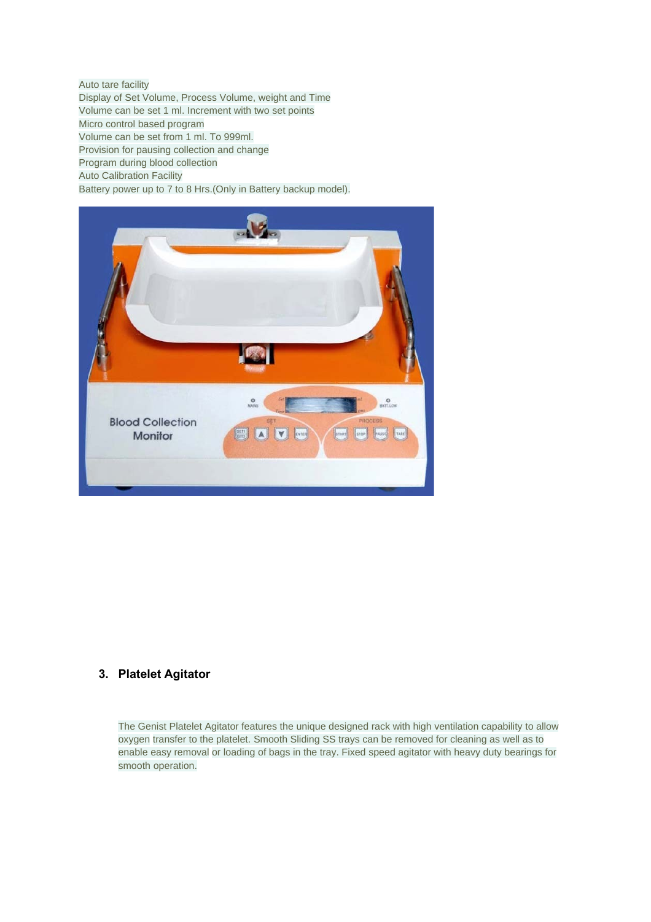Auto tare facility
Display of Set Volume, Process Volume, weight and Time
Volume can be set 1 ml. Increment with two set points
Micro control based program
Volume can be set from 1 ml. To 999ml.
Provision for pausing collection and change
Program during blood collection
Auto Calibration Facility
Battery power up to 7 to 8 Hrs.(Only in Battery backup model).

### 3. Platelet Agitator

The Genist Platelet Agitator features the unique designed rack with high ventilation capability to allow oxygen transfer to the platelet. Smooth Sliding SS trays can be removed for cleaning as well as to enable easy removal or loading of bags in the tray. Fixed speed agitator with heavy duty bearings for smooth operation.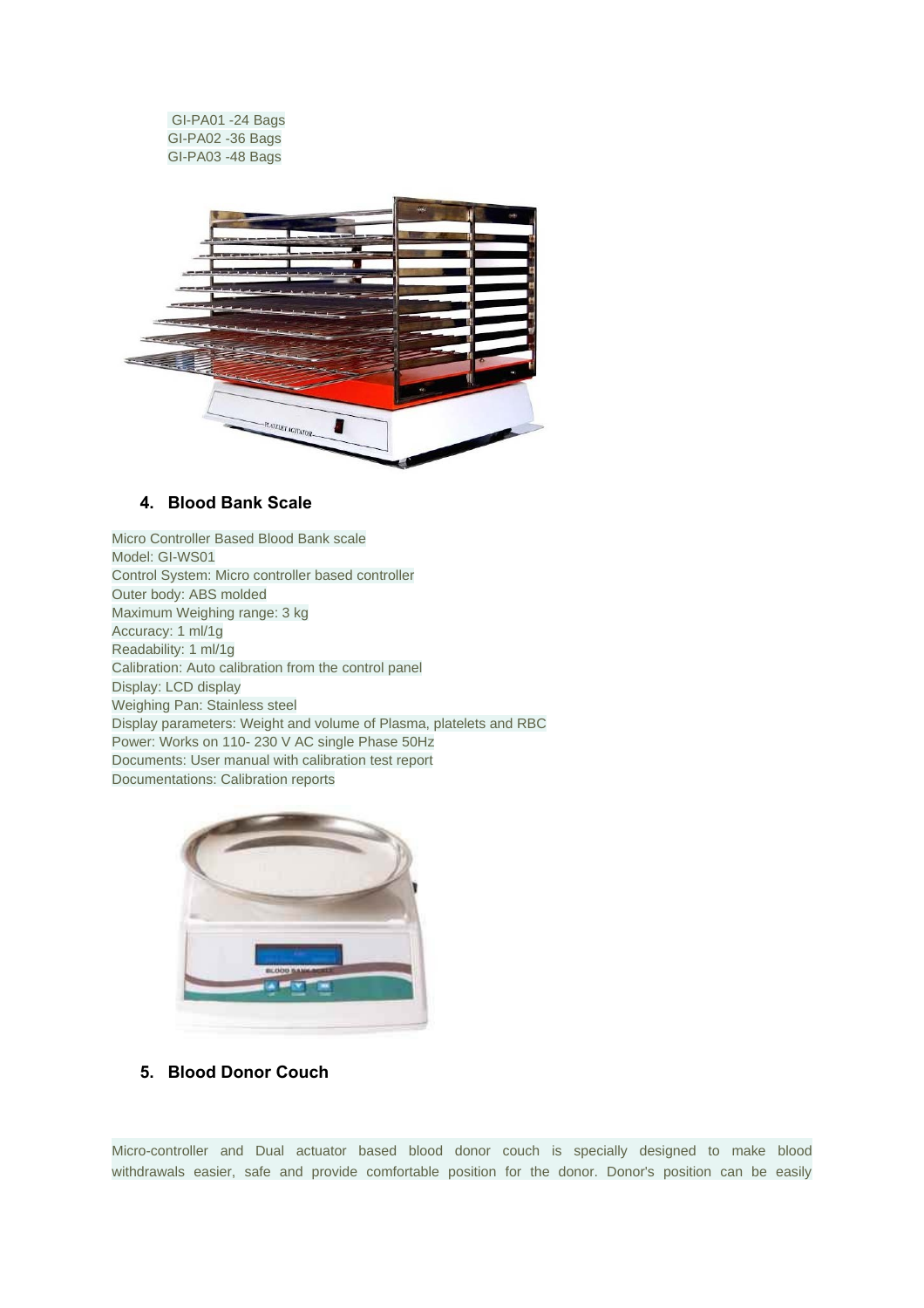GI-PA01 -24 Bags
GI-PA02 -36 Bags
GI-PA03 -48 Bags

4. **Blood Bank Scale**

Micro Controller Based Blood Bank scale
Model: GI-WS01
Control System: Micro controller based controller
Outer body: ABS molded
Maximum Weighing range: 3 kg
Accuracy: 1 ml/1g
Readability: 1 ml/1g
Calibration: Auto calibration from the control panel
Display: LCD display
Weighing Pan: Stainless steel
Display parameters: Weight and volume of Plasma, platelets and RBC
Power: Works on 110- 230 V AC single Phase 50Hz
Documents: User manual with calibration test report
Documentations: Calibration reports

5. **Blood Donor Couch**

Micro-controller and Dual actuator based blood donor couch is specially designed to make blood withdrawals easier, safe and provide comfortable position for the donor. Donor's position can be easily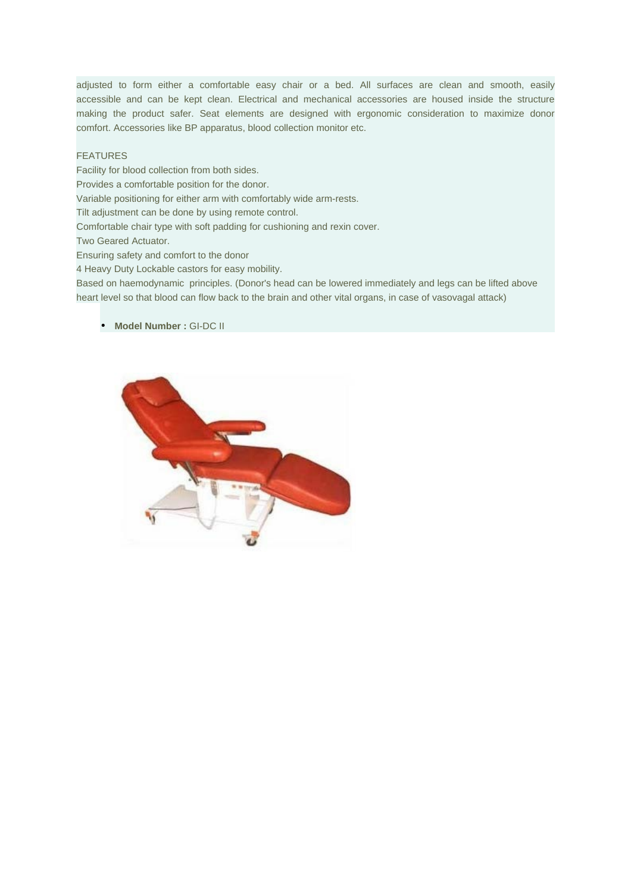adjusted to form either a comfortable easy chair or a bed. All surfaces are clean and smooth, easily accessible and can be kept clean. Electrical and mechanical accessories are housed inside the structure making the product safer. Seat elements are designed with ergonomic consideration to maximize donor comfort. Accessories like BP apparatus, blood collection monitor etc.

FEATURES

Facility for blood collection from both sides.
Provides a comfortable position for the donor.
Variable positioning for either arm with comfortably wide arm-rests.
Tilt adjustment can be done by using remote control.
Comfortable chair type with soft padding for cushioning and rexin cover.
Two Geared Actuator.
Ensuring safety and comfort to the donor
4 Heavy Duty Lockable castors for easy mobility.
Based on haemodynamic principles. (Donor's head can be lowered immediately and legs can be lifted above heart level so that blood can flow back to the brain and other vital organs, in case of vasovagal attack)

- **Model Number :** GI-DC II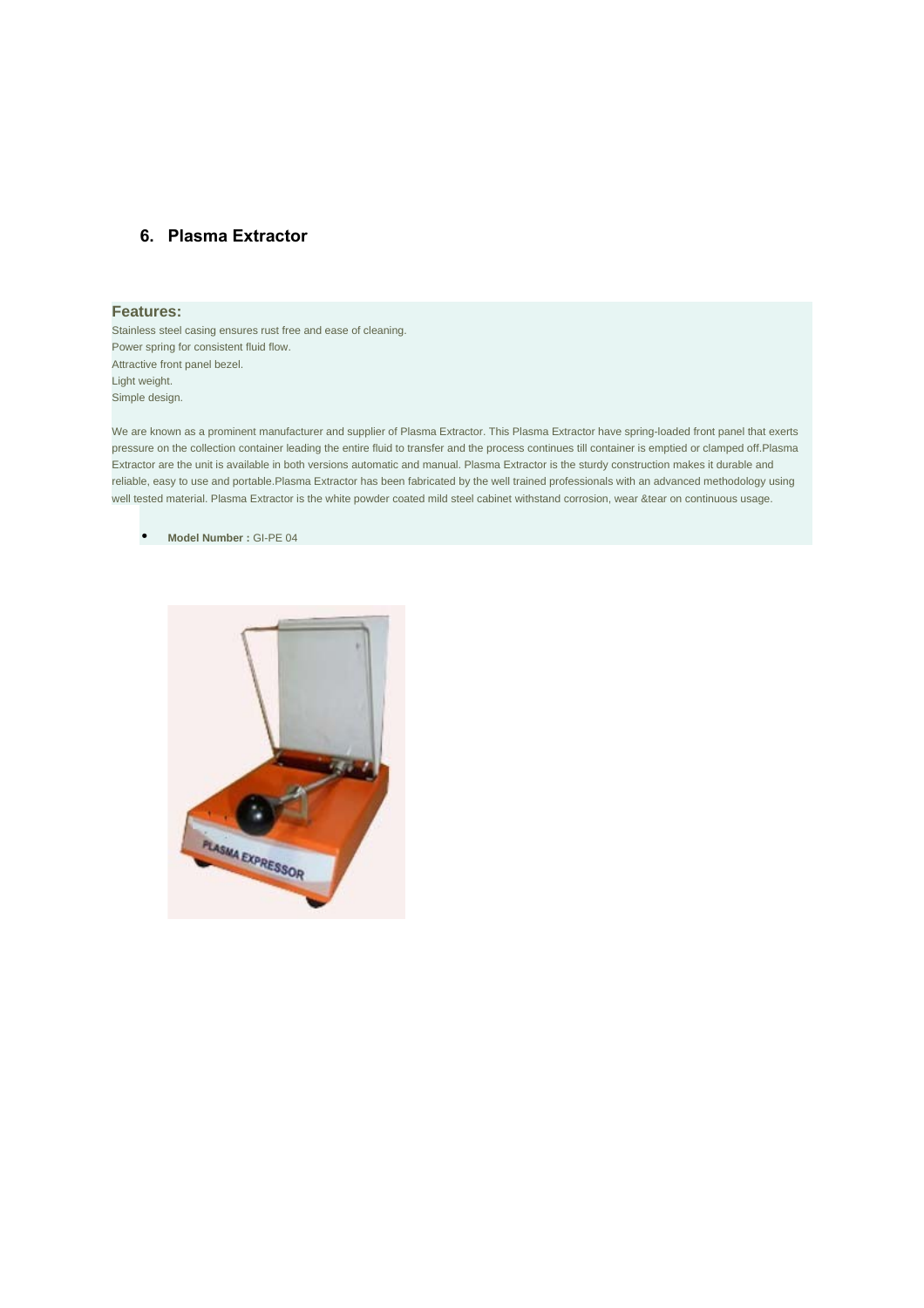## 6. Plasma Extractor

### Features:

Stainless steel casing ensures rust free and ease of cleaning.
Power spring for consistent fluid flow.
Attractive front panel bezel.
Light weight.
Simple design.

We are known as a prominent manufacturer and supplier of Plasma Extractor. This Plasma Extractor have spring-loaded front panel that exerts pressure on the collection container leading the entire fluid to transfer and the process continues till container is emptied or clamped off.Plasma Extractor are the unit is available in both versions automatic and manual. Plasma Extractor is the sturdy construction makes it durable and reliable, easy to use and portable.Plasma Extractor has been fabricated by the well trained professionals with an advanced methodology using well tested material. Plasma Extractor is the white powder coated mild steel cabinet withstand corrosion, wear &tear on continuous usage.

- **Model Number :** GI-PE 04